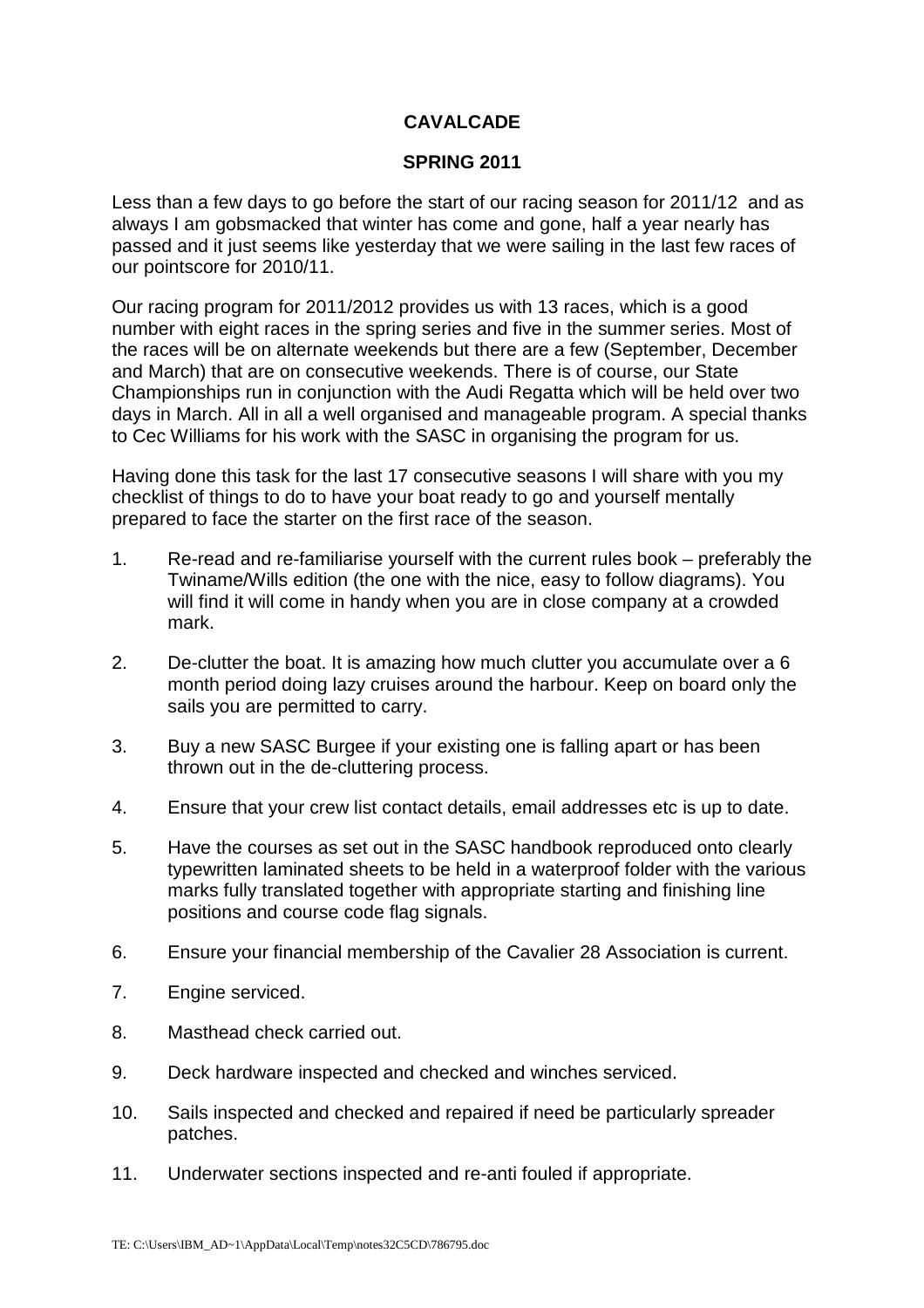# CAVALCADE

## SPRING 2011

Less than a few days to go before the start of our racing season for 2011/12 and as always I am gobsmacked that winter has come and gone, half a year nearly has passed and it just seems like yesterday that we were sailing in the last few races of our pointscore for 2010/11.

Our racing program for 2011/2012 provides us with 13 races, which is a good number with eight races in the spring series and five in the summer series. Most of the races will be on alternate weekends but there are a few (September, December and March) that are on consecutive weekends. There is of course, our State Championships run in conjunction with the Audi Regatta which will be held over two days in March. All in all a well organised and manageable program. A special thanks to Cec Williams for his work with the SASC in organising the program for us.

Having done this task for the last 17 consecutive seasons I will share with you my checklist of things to do to have your boat ready to go and yourself mentally prepared to face the starter on the first race of the season.

1. Re-read and re-familiarise yourself with the current rules book – preferably the Twiname/Wills edition (the one with the nice, easy to follow diagrams). You will find it will come in handy when you are in close company at a crowded mark.
2. De-clutter the boat. It is amazing how much clutter you accumulate over a 6 month period doing lazy cruises around the harbour. Keep on board only the sails you are permitted to carry.
3. Buy a new SASC Burgee if your existing one is falling apart or has been thrown out in the de-cluttering process.
4. Ensure that your crew list contact details, email addresses etc is up to date.
5. Have the courses as set out in the SASC handbook reproduced onto clearly typewritten laminated sheets to be held in a waterproof folder with the various marks fully translated together with appropriate starting and finishing line positions and course code flag signals.
6. Ensure your financial membership of the Cavalier 28 Association is current.
7. Engine serviced.
8. Masthead check carried out.
9. Deck hardware inspected and checked and winches serviced.
10. Sails inspected and checked and repaired if need be particularly spreader patches.
11. Underwater sections inspected and re-anti fouled if appropriate.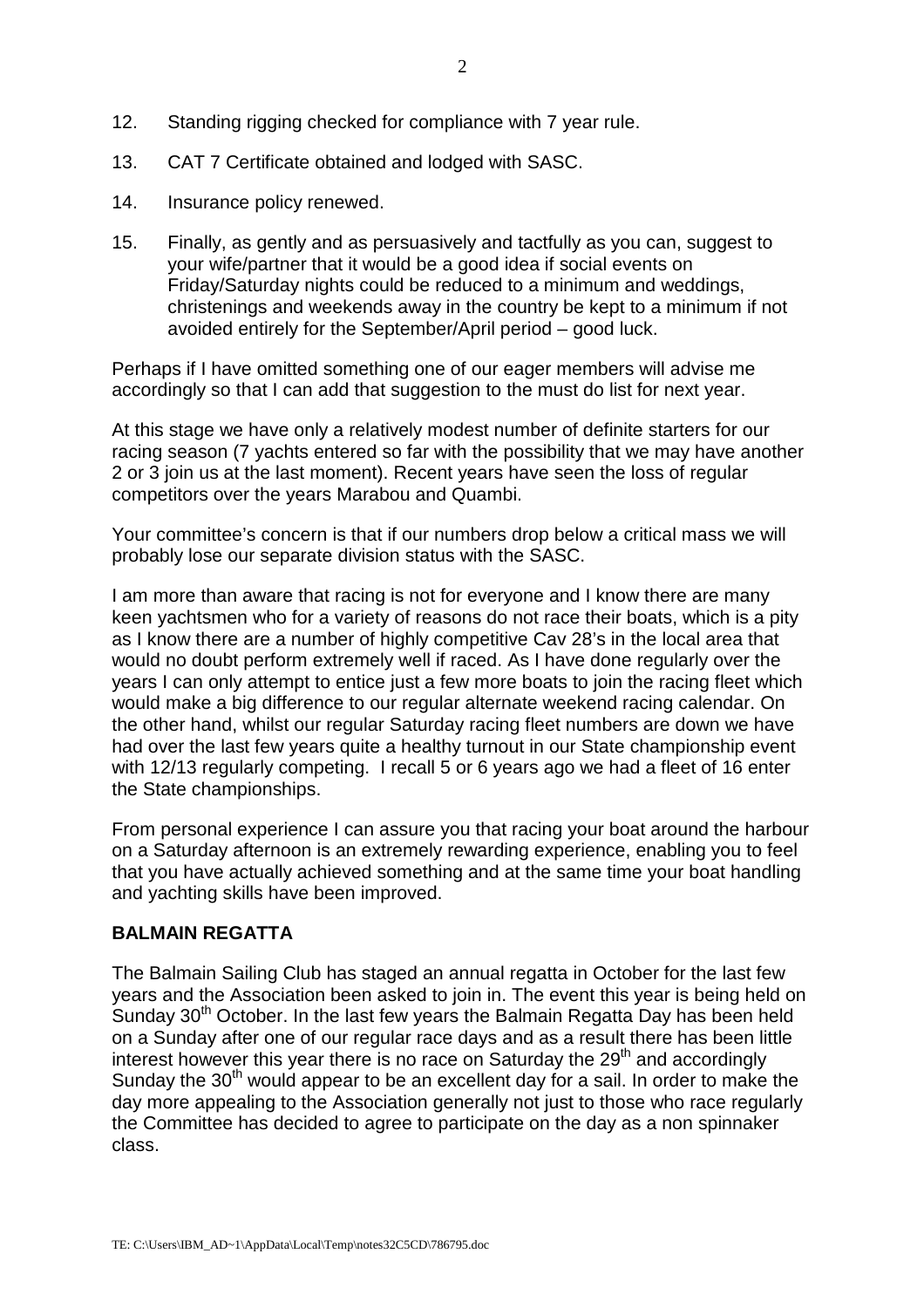12. Standing rigging checked for compliance with 7 year rule.

13. CAT 7 Certificate obtained and lodged with SASC.

14. Insurance policy renewed.

15. Finally, as gently and as persuasively and tactfully as you can, suggest to your wife/partner that it would be a good idea if social events on Friday/Saturday nights could be reduced to a minimum and weddings, christenings and weekends away in the country be kept to a minimum if not avoided entirely for the September/April period – good luck.

Perhaps if I have omitted something one of our eager members will advise me accordingly so that I can add that suggestion to the must do list for next year.

At this stage we have only a relatively modest number of definite starters for our racing season (7 yachts entered so far with the possibility that we may have another 2 or 3 join us at the last moment). Recent years have seen the loss of regular competitors over the years Marabou and Quambi.

Your committee's concern is that if our numbers drop below a critical mass we will probably lose our separate division status with the SASC.

I am more than aware that racing is not for everyone and I know there are many keen yachtsmen who for a variety of reasons do not race their boats, which is a pity as I know there are a number of highly competitive Cav 28's in the local area that would no doubt perform extremely well if raced. As I have done regularly over the years I can only attempt to entice just a few more boats to join the racing fleet which would make a big difference to our regular alternate weekend racing calendar. On the other hand, whilst our regular Saturday racing fleet numbers are down we have had over the last few years quite a healthy turnout in our State championship event with 12/13 regularly competing. I recall 5 or 6 years ago we had a fleet of 16 enter the State championships.

From personal experience I can assure you that racing your boat around the harbour on a Saturday afternoon is an extremely rewarding experience, enabling you to feel that you have actually achieved something and at the same time your boat handling and yachting skills have been improved.

**BALMAIN REGATTA**

The Balmain Sailing Club has staged an annual regatta in October for the last few years and the Association been asked to join in. The event this year is being held on Sunday 30th October. In the last few years the Balmain Regatta Day has been held on a Sunday after one of our regular race days and as a result there has been little interest however this year there is no race on Saturday the 29th and accordingly Sunday the 30th would appear to be an excellent day for a sail. In order to make the day more appealing to the Association generally not just to those who race regularly the Committee has decided to agree to participate on the day as a non spinnaker class.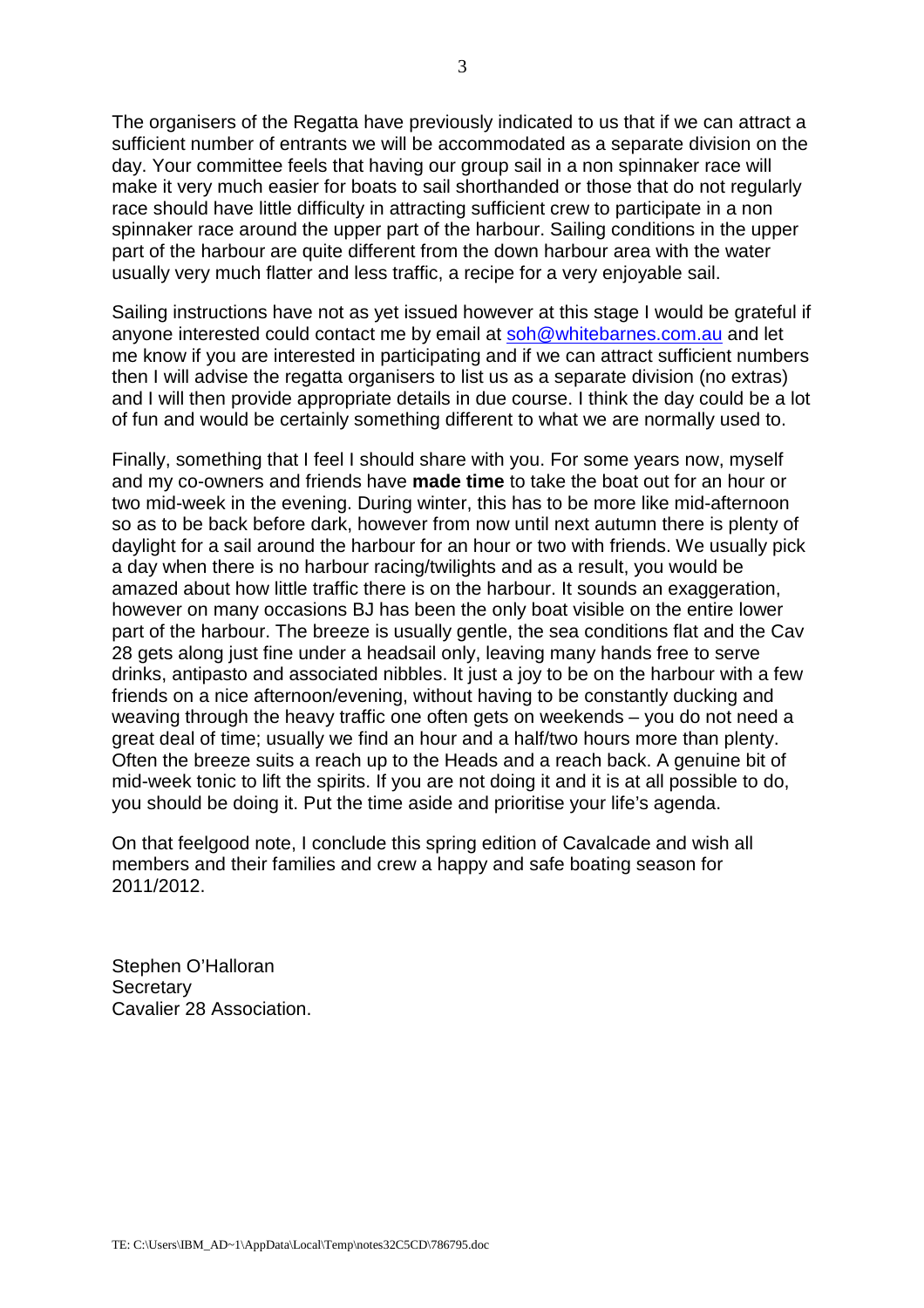The organisers of the Regatta have previously indicated to us that if we can attract a sufficient number of entrants we will be accommodated as a separate division on the day. Your committee feels that having our group sail in a non spinnaker race will make it very much easier for boats to sail shorthanded or those that do not regularly race should have little difficulty in attracting sufficient crew to participate in a non spinnaker race around the upper part of the harbour. Sailing conditions in the upper part of the harbour are quite different from the down harbour area with the water usually very much flatter and less traffic, a recipe for a very enjoyable sail.

Sailing instructions have not as yet issued however at this stage I would be grateful if anyone interested could contact me by email at soh@whitebarnes.com.au and let me know if you are interested in participating and if we can attract sufficient numbers then I will advise the regatta organisers to list us as a separate division (no extras) and I will then provide appropriate details in due course. I think the day could be a lot of fun and would be certainly something different to what we are normally used to.

Finally, something that I feel I should share with you. For some years now, myself and my co-owners and friends have **made time** to take the boat out for an hour or two mid-week in the evening. During winter, this has to be more like mid-afternoon so as to be back before dark, however from now until next autumn there is plenty of daylight for a sail around the harbour for an hour or two with friends. We usually pick a day when there is no harbour racing/twilights and as a result, you would be amazed about how little traffic there is on the harbour. It sounds an exaggeration, however on many occasions BJ has been the only boat visible on the entire lower part of the harbour. The breeze is usually gentle, the sea conditions flat and the Cav 28 gets along just fine under a headsail only, leaving many hands free to serve drinks, antipasto and associated nibbles. It just a joy to be on the harbour with a few friends on a nice afternoon/evening, without having to be constantly ducking and weaving through the heavy traffic one often gets on weekends – you do not need a great deal of time; usually we find an hour and a half/two hours more than plenty. Often the breeze suits a reach up to the Heads and a reach back. A genuine bit of mid-week tonic to lift the spirits. If you are not doing it and it is at all possible to do, you should be doing it. Put the time aside and prioritise your life's agenda.

On that feelgood note, I conclude this spring edition of Cavalcade and wish all members and their families and crew a happy and safe boating season for 2011/2012.

Stephen O'Halloran
Secretary
Cavalier 28 Association.

TE: C:\Users\IBM_AD~1\AppData\Local\Temp\notes32C5CD\786795.doc